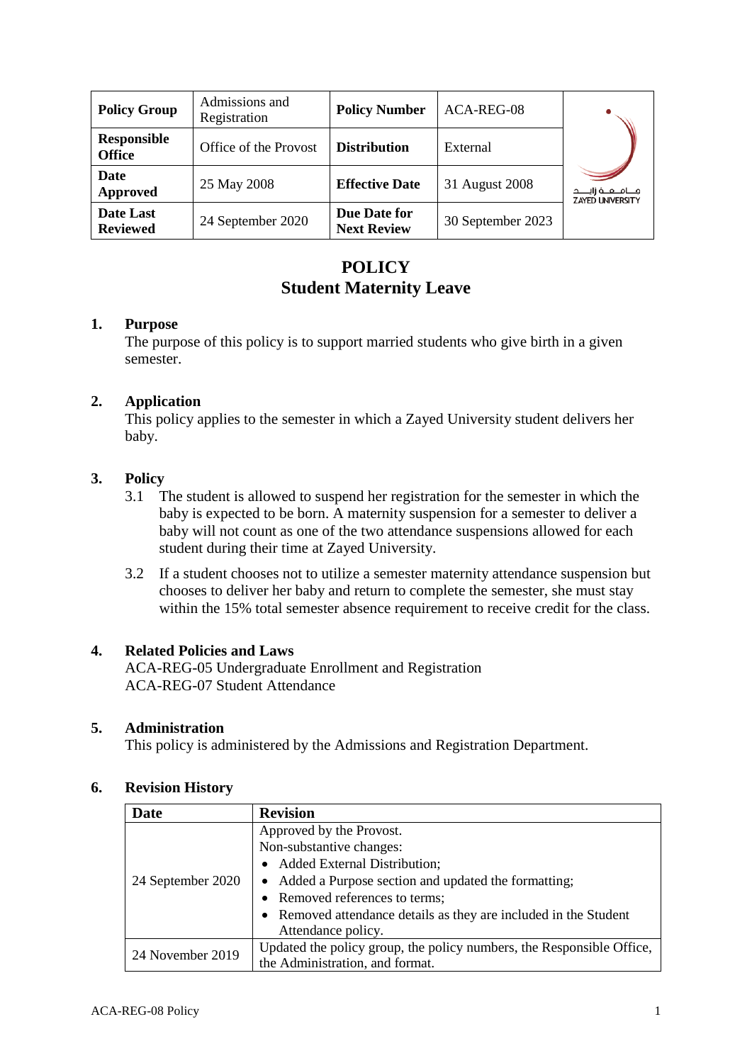| Policy Group | Admissions and Registration | Policy Number | ACA-REG-08 | |
|---|---|---|---|---|
| Responsible Office | Office of the Provost | Distribution | External | |
| Date Approved | 25 May 2008 | Effective Date | 31 August 2008 | جـامـعـة زايـد ZAYED UNIVERSITY |
| Date Last Reviewed | 24 September 2020 | Due Date for Next Review | 30 September 2023 | |

# POLICY
# Student Maternity Leave

## 1. Purpose

The purpose of this policy is to support married students who give birth in a given semester.

## 2. Application

This policy applies to the semester in which a Zayed University student delivers her baby.

## 3. Policy

3.1 The student is allowed to suspend her registration for the semester in which the baby is expected to be born. A maternity suspension for a semester to deliver a baby will not count as one of the two attendance suspensions allowed for each student during their time at Zayed University.

3.2 If a student chooses not to utilize a semester maternity attendance suspension but chooses to deliver her baby and return to complete the semester, she must stay within the 15% total semester absence requirement to receive credit for the class.

## 4. Related Policies and Laws

ACA-REG-05 Undergraduate Enrollment and Registration
ACA-REG-07 Student Attendance

## 5. Administration

This policy is administered by the Admissions and Registration Department.

## 6. Revision History

| Date | Revision |
|---|---|
| 24 September 2020 | Approved by the Provost.<br>Non-substantive changes:<br>• Added External Distribution;<br>• Added a Purpose section and updated the formatting;<br>• Removed references to terms;<br>• Removed attendance details as they are included in the Student Attendance policy. |
| 24 November 2019 | Updated the policy group, the policy numbers, the Responsible Office, the Administration, and format. |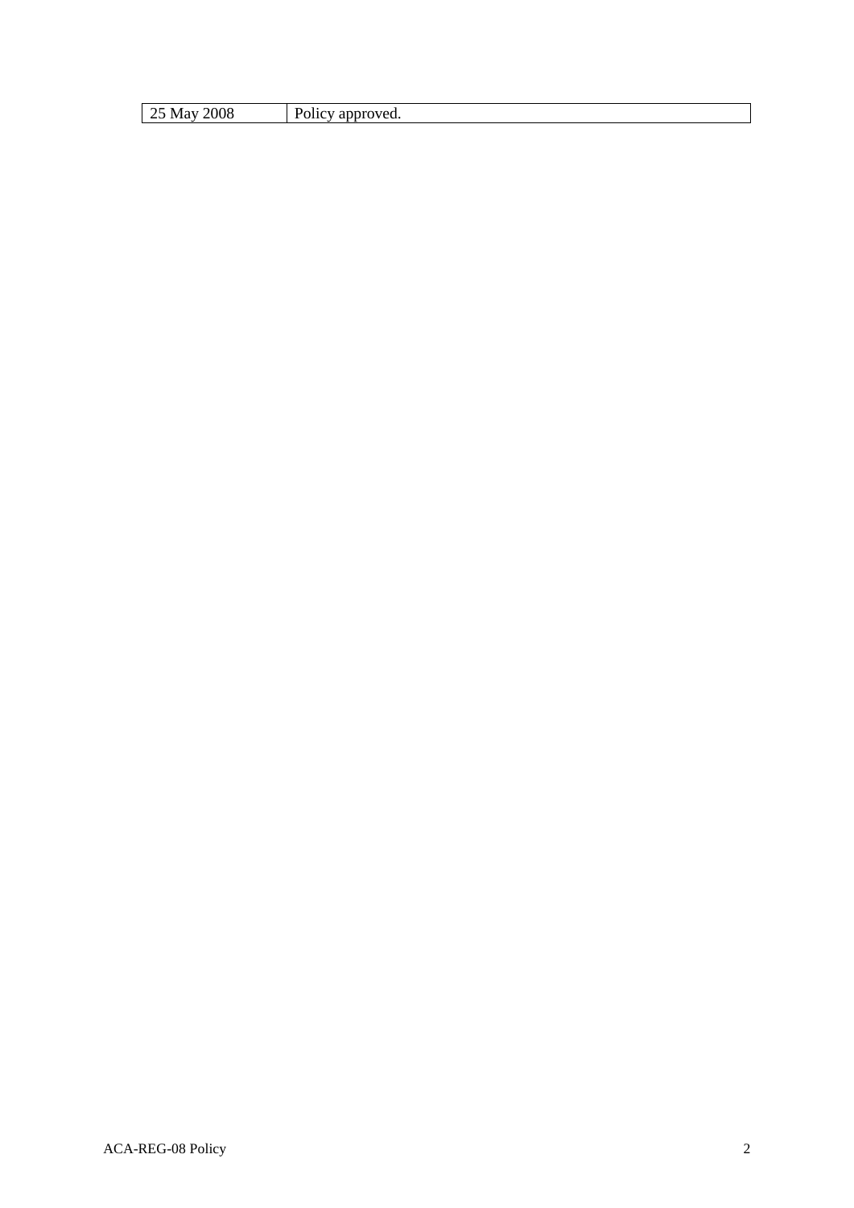| | |
|---|---|
| 25 May 2008 | Policy approved. |